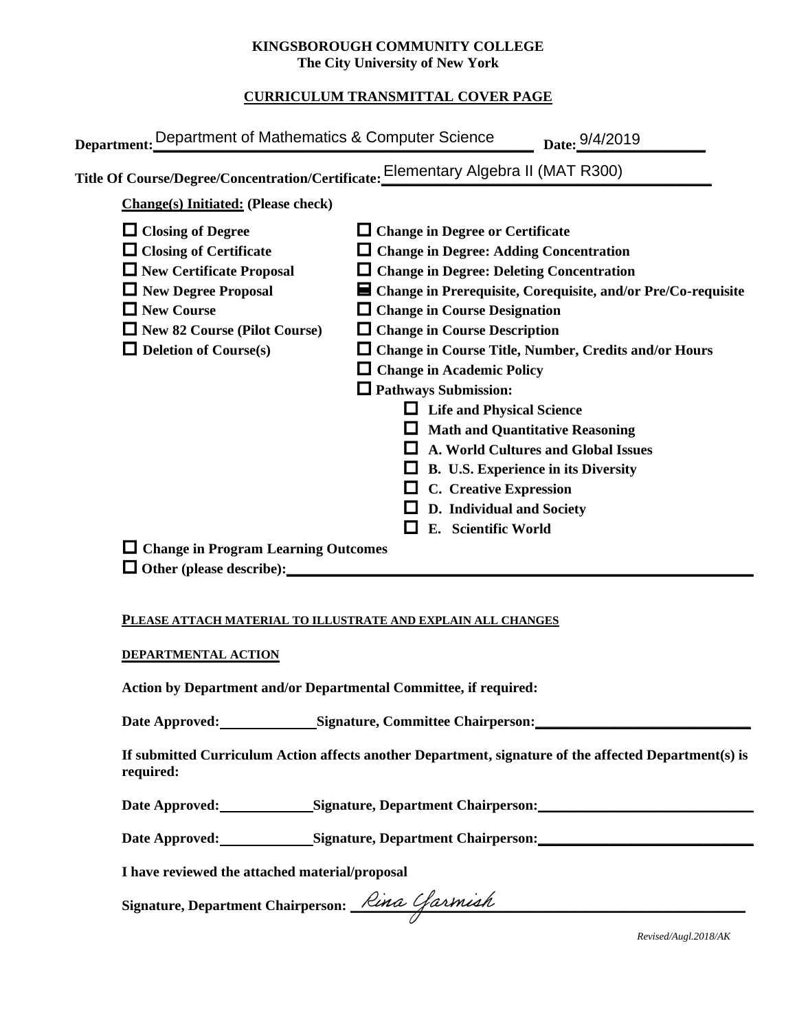**KINGSBOROUGH COMMUNITY COLLEGE**
**The City University of New York**

**CURRICULUM TRANSMITTAL COVER PAGE**

**Department:** Department of Mathematics & Computer Science **Date:** 9/4/2019

**Title Of Course/Degree/Concentration/Certificate:** Elementary Algebra II (MAT R300)

**Change(s) Initiated: (Please check)**

- ☐ **Closing of Degree**
- ☐ **Closing of Certificate**
- ☐ **New Certificate Proposal**
- ☐ **New Degree Proposal**
- ☐ **New Course**
- ☐ **New 82 Course (Pilot Course)**
- ☐ **Deletion of Course(s)**
- ☐ **Change in Degree or Certificate**
- ☐ **Change in Degree: Adding Concentration**
- ☐ **Change in Degree: Deleting Concentration**
- ☒ **Change in Prerequisite, Corequisite, and/or Pre/Co-requisite**
- ☐ **Change in Course Designation**
- ☐ **Change in Course Description**
- ☐ **Change in Course Title, Number, Credits and/or Hours**
- ☐ **Change in Academic Policy**
- ☐ **Pathways Submission:**
  - ☐ **Life and Physical Science**
  - ☐ **Math and Quantitative Reasoning**
  - ☐ **A. World Cultures and Global Issues**
  - ☐ **B. U.S. Experience in its Diversity**
  - ☐ **C. Creative Expression**
  - ☐ **D. Individual and Society**
  - ☐ **E. Scientific World**
- ☐ **Change in Program Learning Outcomes**
- ☐ **Other (please describe):** ____________________

**PLEASE ATTACH MATERIAL TO ILLUSTRATE AND EXPLAIN ALL CHANGES**

**DEPARTMENTAL ACTION**

**Action by Department and/or Departmental Committee, if required:**

**Date Approved:** __________ **Signature, Committee Chairperson:** ____________________

**If submitted Curriculum Action affects another Department, signature of the affected Department(s) is required:**

**Date Approved:** __________ **Signature, Department Chairperson:** ____________________

**Date Approved:** __________ **Signature, Department Chairperson:** ____________________

**I have reviewed the attached material/proposal**

**Signature, Department Chairperson:** *Rina Yarmish*

*Revised/Augl.2018/AK*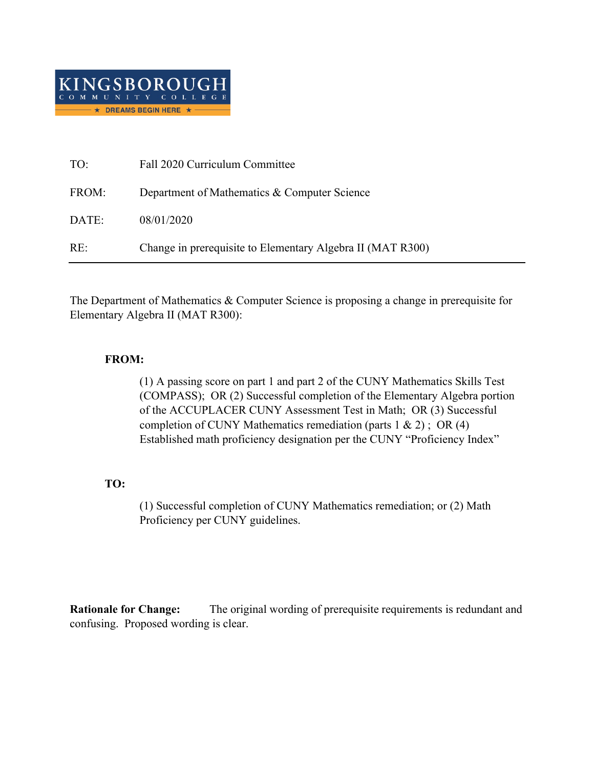KINGSBOROUGH COMMUNITY COLLEGE
★ DREAMS BEGIN HERE ★

| | |
|---|---|
| TO: | Fall 2020 Curriculum Committee |
| FROM: | Department of Mathematics & Computer Science |
| DATE: | 08/01/2020 |
| RE: | Change in prerequisite to Elementary Algebra II (MAT R300) |

---

The Department of Mathematics & Computer Science is proposing a change in prerequisite for Elementary Algebra II (MAT R300):

**FROM:**

(1) A passing score on part 1 and part 2 of the CUNY Mathematics Skills Test (COMPASS); OR (2) Successful completion of the Elementary Algebra portion of the ACCUPLACER CUNY Assessment Test in Math; OR (3) Successful completion of CUNY Mathematics remediation (parts 1 & 2) ; OR (4) Established math proficiency designation per the CUNY "Proficiency Index"

**TO:**

(1) Successful completion of CUNY Mathematics remediation; or (2) Math Proficiency per CUNY guidelines.

**Rationale for Change:** The original wording of prerequisite requirements is redundant and confusing. Proposed wording is clear.